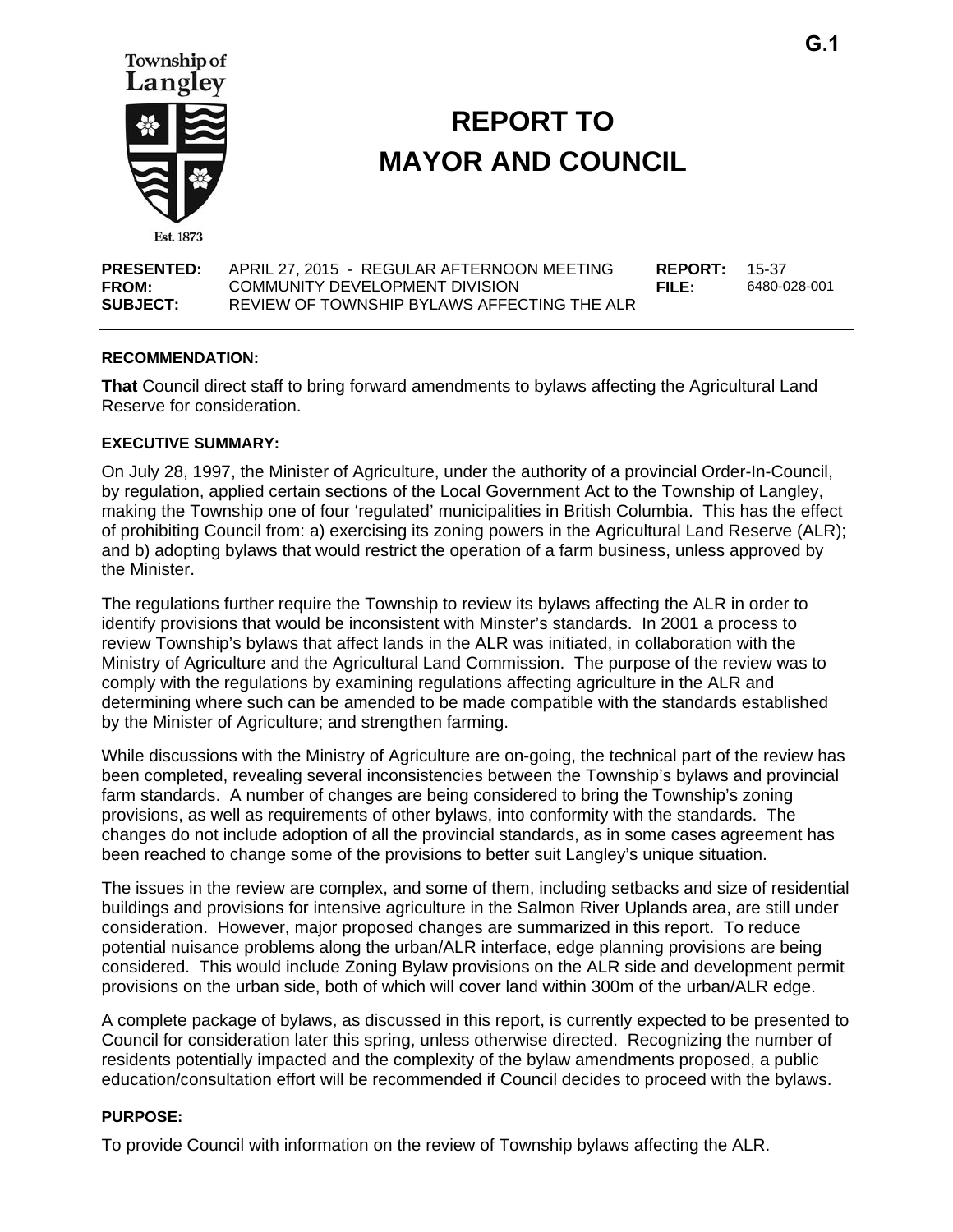G.1

Township of Langley

Est. 1873

# REPORT TO MAYOR AND COUNCIL

| | | | |
|---|---|---|---|
| **PRESENTED:** | APRIL 27, 2015 - REGULAR AFTERNOON MEETING | **REPORT:** | 15-37 |
| **FROM:** | COMMUNITY DEVELOPMENT DIVISION | **FILE:** | 6480-028-001 |
| **SUBJECT:** | REVIEW OF TOWNSHIP BYLAWS AFFECTING THE ALR | | |

### RECOMMENDATION:

**That** Council direct staff to bring forward amendments to bylaws affecting the Agricultural Land Reserve for consideration.

### EXECUTIVE SUMMARY:

On July 28, 1997, the Minister of Agriculture, under the authority of a provincial Order-In-Council, by regulation, applied certain sections of the Local Government Act to the Township of Langley, making the Township one of four 'regulated' municipalities in British Columbia. This has the effect of prohibiting Council from: a) exercising its zoning powers in the Agricultural Land Reserve (ALR); and b) adopting bylaws that would restrict the operation of a farm business, unless approved by the Minister.

The regulations further require the Township to review its bylaws affecting the ALR in order to identify provisions that would be inconsistent with Minster's standards. In 2001 a process to review Township's bylaws that affect lands in the ALR was initiated, in collaboration with the Ministry of Agriculture and the Agricultural Land Commission. The purpose of the review was to comply with the regulations by examining regulations affecting agriculture in the ALR and determining where such can be amended to be made compatible with the standards established by the Minister of Agriculture; and strengthen farming.

While discussions with the Ministry of Agriculture are on-going, the technical part of the review has been completed, revealing several inconsistencies between the Township's bylaws and provincial farm standards. A number of changes are being considered to bring the Township's zoning provisions, as well as requirements of other bylaws, into conformity with the standards. The changes do not include adoption of all the provincial standards, as in some cases agreement has been reached to change some of the provisions to better suit Langley's unique situation.

The issues in the review are complex, and some of them, including setbacks and size of residential buildings and provisions for intensive agriculture in the Salmon River Uplands area, are still under consideration. However, major proposed changes are summarized in this report. To reduce potential nuisance problems along the urban/ALR interface, edge planning provisions are being considered. This would include Zoning Bylaw provisions on the ALR side and development permit provisions on the urban side, both of which will cover land within 300m of the urban/ALR edge.

A complete package of bylaws, as discussed in this report, is currently expected to be presented to Council for consideration later this spring, unless otherwise directed. Recognizing the number of residents potentially impacted and the complexity of the bylaw amendments proposed, a public education/consultation effort will be recommended if Council decides to proceed with the bylaws.

### PURPOSE:

To provide Council with information on the review of Township bylaws affecting the ALR.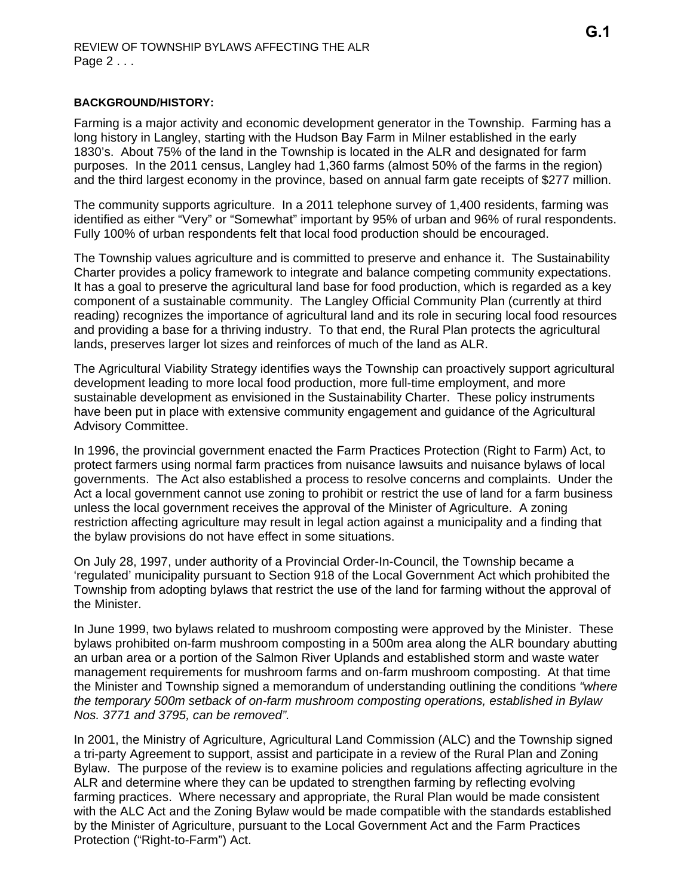**BACKGROUND/HISTORY:**

Farming is a major activity and economic development generator in the Township. Farming has a long history in Langley, starting with the Hudson Bay Farm in Milner established in the early 1830's. About 75% of the land in the Township is located in the ALR and designated for farm purposes. In the 2011 census, Langley had 1,360 farms (almost 50% of the farms in the region) and the third largest economy in the province, based on annual farm gate receipts of $277 million.

The community supports agriculture. In a 2011 telephone survey of 1,400 residents, farming was identified as either "Very" or "Somewhat" important by 95% of urban and 96% of rural respondents. Fully 100% of urban respondents felt that local food production should be encouraged.

The Township values agriculture and is committed to preserve and enhance it. The Sustainability Charter provides a policy framework to integrate and balance competing community expectations. It has a goal to preserve the agricultural land base for food production, which is regarded as a key component of a sustainable community. The Langley Official Community Plan (currently at third reading) recognizes the importance of agricultural land and its role in securing local food resources and providing a base for a thriving industry. To that end, the Rural Plan protects the agricultural lands, preserves larger lot sizes and reinforces of much of the land as ALR.

The Agricultural Viability Strategy identifies ways the Township can proactively support agricultural development leading to more local food production, more full-time employment, and more sustainable development as envisioned in the Sustainability Charter. These policy instruments have been put in place with extensive community engagement and guidance of the Agricultural Advisory Committee.

In 1996, the provincial government enacted the Farm Practices Protection (Right to Farm) Act, to protect farmers using normal farm practices from nuisance lawsuits and nuisance bylaws of local governments. The Act also established a process to resolve concerns and complaints. Under the Act a local government cannot use zoning to prohibit or restrict the use of land for a farm business unless the local government receives the approval of the Minister of Agriculture. A zoning restriction affecting agriculture may result in legal action against a municipality and a finding that the bylaw provisions do not have effect in some situations.

On July 28, 1997, under authority of a Provincial Order-In-Council, the Township became a 'regulated' municipality pursuant to Section 918 of the Local Government Act which prohibited the Township from adopting bylaws that restrict the use of the land for farming without the approval of the Minister.

In June 1999, two bylaws related to mushroom composting were approved by the Minister. These bylaws prohibited on-farm mushroom composting in a 500m area along the ALR boundary abutting an urban area or a portion of the Salmon River Uplands and established storm and waste water management requirements for mushroom farms and on-farm mushroom composting. At that time the Minister and Township signed a memorandum of understanding outlining the conditions *"where the temporary 500m setback of on-farm mushroom composting operations, established in Bylaw Nos. 3771 and 3795, can be removed".*

In 2001, the Ministry of Agriculture, Agricultural Land Commission (ALC) and the Township signed a tri-party Agreement to support, assist and participate in a review of the Rural Plan and Zoning Bylaw. The purpose of the review is to examine policies and regulations affecting agriculture in the ALR and determine where they can be updated to strengthen farming by reflecting evolving farming practices. Where necessary and appropriate, the Rural Plan would be made consistent with the ALC Act and the Zoning Bylaw would be made compatible with the standards established by the Minister of Agriculture, pursuant to the Local Government Act and the Farm Practices Protection ("Right-to-Farm") Act.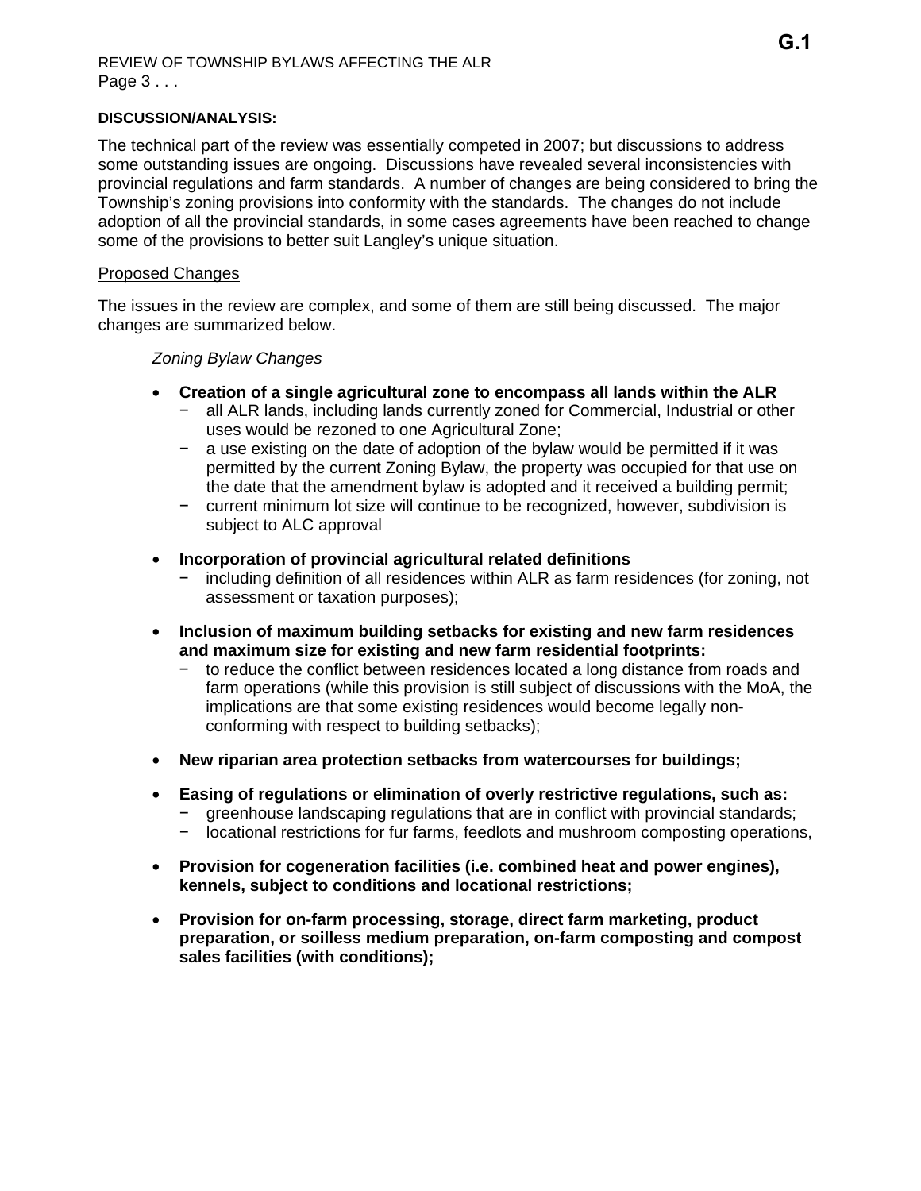**DISCUSSION/ANALYSIS:**

The technical part of the review was essentially competed in 2007; but discussions to address some outstanding issues are ongoing. Discussions have revealed several inconsistencies with provincial regulations and farm standards. A number of changes are being considered to bring the Township's zoning provisions into conformity with the standards. The changes do not include adoption of all the provincial standards, in some cases agreements have been reached to change some of the provisions to better suit Langley's unique situation.

Proposed Changes

The issues in the review are complex, and some of them are still being discussed. The major changes are summarized below.

*Zoning Bylaw Changes*

- **Creation of a single agricultural zone to encompass all lands within the ALR**
  - all ALR lands, including lands currently zoned for Commercial, Industrial or other uses would be rezoned to one Agricultural Zone;
  - a use existing on the date of adoption of the bylaw would be permitted if it was permitted by the current Zoning Bylaw, the property was occupied for that use on the date that the amendment bylaw is adopted and it received a building permit;
  - current minimum lot size will continue to be recognized, however, subdivision is subject to ALC approval

- **Incorporation of provincial agricultural related definitions**
  - including definition of all residences within ALR as farm residences (for zoning, not assessment or taxation purposes);

- **Inclusion of maximum building setbacks for existing and new farm residences and maximum size for existing and new farm residential footprints:**
  - to reduce the conflict between residences located a long distance from roads and farm operations (while this provision is still subject of discussions with the MoA, the implications are that some existing residences would become legally non-conforming with respect to building setbacks);

- **New riparian area protection setbacks from watercourses for buildings;**

- **Easing of regulations or elimination of overly restrictive regulations, such as:**
  - greenhouse landscaping regulations that are in conflict with provincial standards;
  - locational restrictions for fur farms, feedlots and mushroom composting operations,

- **Provision for cogeneration facilities (i.e. combined heat and power engines), kennels, subject to conditions and locational restrictions;**

- **Provision for on-farm processing, storage, direct farm marketing, product preparation, or soilless medium preparation, on-farm composting and compost sales facilities (with conditions);**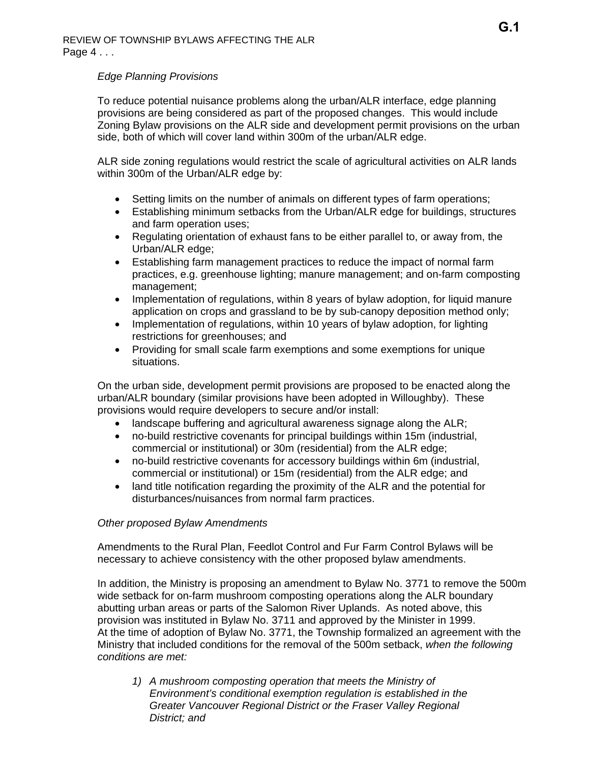*Edge Planning Provisions*

To reduce potential nuisance problems along the urban/ALR interface, edge planning provisions are being considered as part of the proposed changes. This would include Zoning Bylaw provisions on the ALR side and development permit provisions on the urban side, both of which will cover land within 300m of the urban/ALR edge.

ALR side zoning regulations would restrict the scale of agricultural activities on ALR lands within 300m of the Urban/ALR edge by:

- Setting limits on the number of animals on different types of farm operations;
- Establishing minimum setbacks from the Urban/ALR edge for buildings, structures and farm operation uses;
- Regulating orientation of exhaust fans to be either parallel to, or away from, the Urban/ALR edge;
- Establishing farm management practices to reduce the impact of normal farm practices, e.g. greenhouse lighting; manure management; and on-farm composting management;
- Implementation of regulations, within 8 years of bylaw adoption, for liquid manure application on crops and grassland to be by sub-canopy deposition method only;
- Implementation of regulations, within 10 years of bylaw adoption, for lighting restrictions for greenhouses; and
- Providing for small scale farm exemptions and some exemptions for unique situations.

On the urban side, development permit provisions are proposed to be enacted along the urban/ALR boundary (similar provisions have been adopted in Willoughby). These provisions would require developers to secure and/or install:

- landscape buffering and agricultural awareness signage along the ALR;
- no-build restrictive covenants for principal buildings within 15m (industrial, commercial or institutional) or 30m (residential) from the ALR edge;
- no-build restrictive covenants for accessory buildings within 6m (industrial, commercial or institutional) or 15m (residential) from the ALR edge; and
- land title notification regarding the proximity of the ALR and the potential for disturbances/nuisances from normal farm practices.

*Other proposed Bylaw Amendments*

Amendments to the Rural Plan, Feedlot Control and Fur Farm Control Bylaws will be necessary to achieve consistency with the other proposed bylaw amendments.

In addition, the Ministry is proposing an amendment to Bylaw No. 3771 to remove the 500m wide setback for on-farm mushroom composting operations along the ALR boundary abutting urban areas or parts of the Salomon River Uplands. As noted above, this provision was instituted in Bylaw No. 3711 and approved by the Minister in 1999. At the time of adoption of Bylaw No. 3771, the Township formalized an agreement with the Ministry that included conditions for the removal of the 500m setback, *when the following conditions are met:*

1) *A mushroom composting operation that meets the Ministry of Environment's conditional exemption regulation is established in the Greater Vancouver Regional District or the Fraser Valley Regional District; and*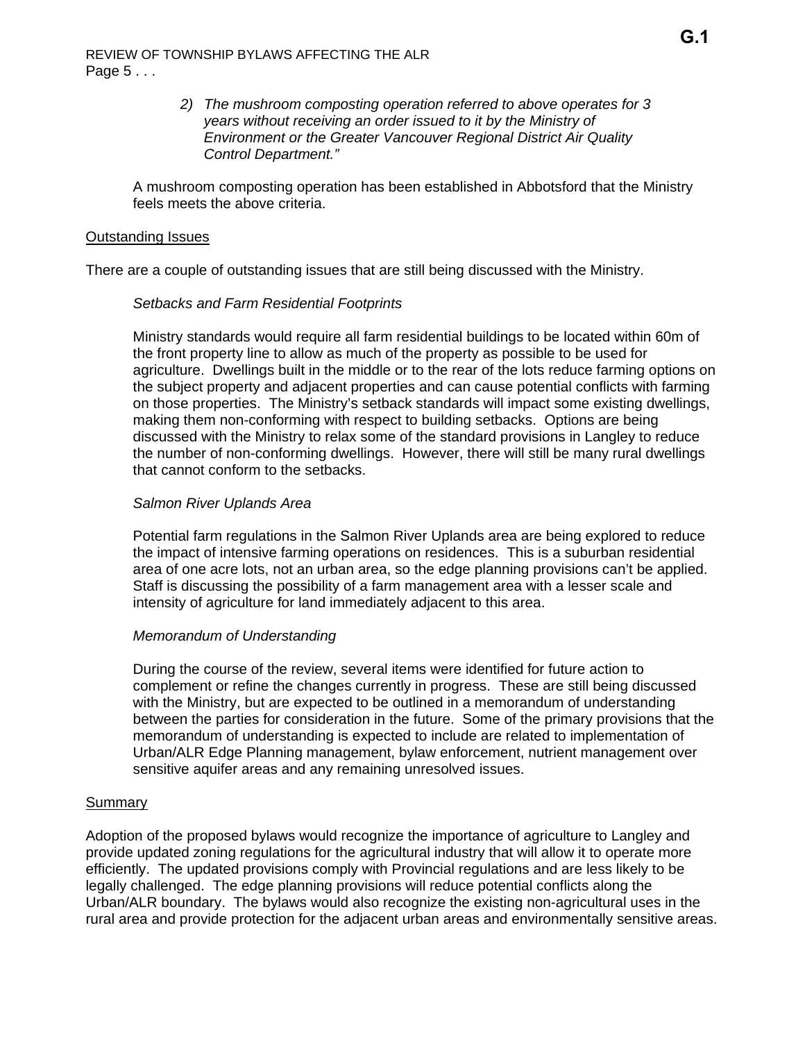*2) The mushroom composting operation referred to above operates for 3 years without receiving an order issued to it by the Ministry of Environment or the Greater Vancouver Regional District Air Quality Control Department."*

A mushroom composting operation has been established in Abbotsford that the Ministry feels meets the above criteria.

## Outstanding Issues

There are a couple of outstanding issues that are still being discussed with the Ministry.

### *Setbacks and Farm Residential Footprints*

Ministry standards would require all farm residential buildings to be located within 60m of the front property line to allow as much of the property as possible to be used for agriculture. Dwellings built in the middle or to the rear of the lots reduce farming options on the subject property and adjacent properties and can cause potential conflicts with farming on those properties. The Ministry's setback standards will impact some existing dwellings, making them non-conforming with respect to building setbacks. Options are being discussed with the Ministry to relax some of the standard provisions in Langley to reduce the number of non-conforming dwellings. However, there will still be many rural dwellings that cannot conform to the setbacks.

### *Salmon River Uplands Area*

Potential farm regulations in the Salmon River Uplands area are being explored to reduce the impact of intensive farming operations on residences. This is a suburban residential area of one acre lots, not an urban area, so the edge planning provisions can't be applied. Staff is discussing the possibility of a farm management area with a lesser scale and intensity of agriculture for land immediately adjacent to this area.

### *Memorandum of Understanding*

During the course of the review, several items were identified for future action to complement or refine the changes currently in progress. These are still being discussed with the Ministry, but are expected to be outlined in a memorandum of understanding between the parties for consideration in the future. Some of the primary provisions that the memorandum of understanding is expected to include are related to implementation of Urban/ALR Edge Planning management, bylaw enforcement, nutrient management over sensitive aquifer areas and any remaining unresolved issues.

## Summary

Adoption of the proposed bylaws would recognize the importance of agriculture to Langley and provide updated zoning regulations for the agricultural industry that will allow it to operate more efficiently. The updated provisions comply with Provincial regulations and are less likely to be legally challenged. The edge planning provisions will reduce potential conflicts along the Urban/ALR boundary. The bylaws would also recognize the existing non-agricultural uses in the rural area and provide protection for the adjacent urban areas and environmentally sensitive areas.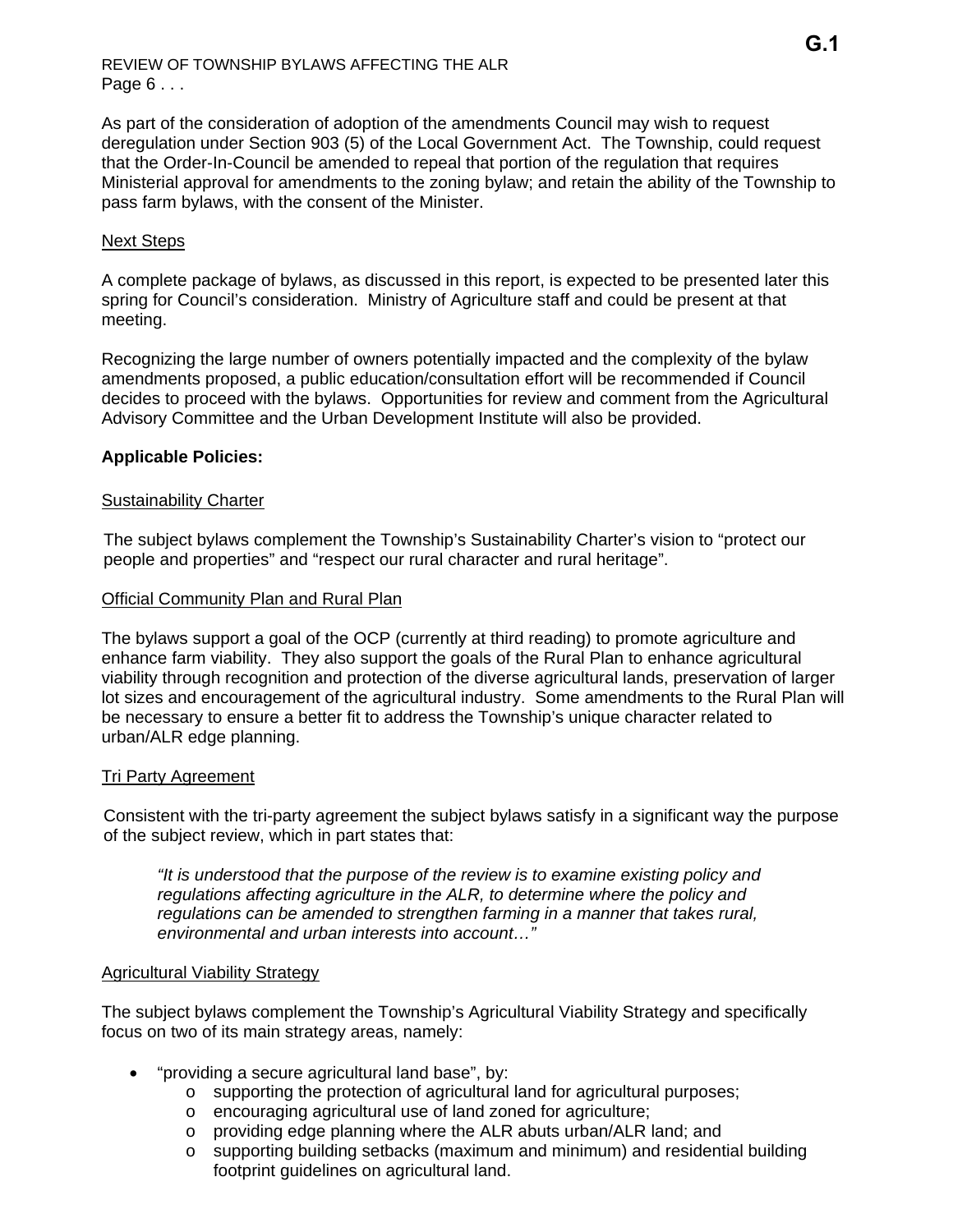As part of the consideration of adoption of the amendments Council may wish to request deregulation under Section 903 (5) of the Local Government Act. The Township, could request that the Order-In-Council be amended to repeal that portion of the regulation that requires Ministerial approval for amendments to the zoning bylaw; and retain the ability of the Township to pass farm bylaws, with the consent of the Minister.

Next Steps

A complete package of bylaws, as discussed in this report, is expected to be presented later this spring for Council's consideration. Ministry of Agriculture staff and could be present at that meeting.

Recognizing the large number of owners potentially impacted and the complexity of the bylaw amendments proposed, a public education/consultation effort will be recommended if Council decides to proceed with the bylaws. Opportunities for review and comment from the Agricultural Advisory Committee and the Urban Development Institute will also be provided.

**Applicable Policies:**

Sustainability Charter

The subject bylaws complement the Township's Sustainability Charter's vision to "protect our people and properties" and "respect our rural character and rural heritage".

Official Community Plan and Rural Plan

The bylaws support a goal of the OCP (currently at third reading) to promote agriculture and enhance farm viability. They also support the goals of the Rural Plan to enhance agricultural viability through recognition and protection of the diverse agricultural lands, preservation of larger lot sizes and encouragement of the agricultural industry. Some amendments to the Rural Plan will be necessary to ensure a better fit to address the Township's unique character related to urban/ALR edge planning.

Tri Party Agreement

Consistent with the tri-party agreement the subject bylaws satisfy in a significant way the purpose of the subject review, which in part states that:

> *"It is understood that the purpose of the review is to examine existing policy and regulations affecting agriculture in the ALR, to determine where the policy and regulations can be amended to strengthen farming in a manner that takes rural, environmental and urban interests into account…"*

Agricultural Viability Strategy

The subject bylaws complement the Township's Agricultural Viability Strategy and specifically focus on two of its main strategy areas, namely:

- "providing a secure agricultural land base", by:
  - supporting the protection of agricultural land for agricultural purposes;
  - encouraging agricultural use of land zoned for agriculture;
  - providing edge planning where the ALR abuts urban/ALR land; and
  - supporting building setbacks (maximum and minimum) and residential building footprint guidelines on agricultural land.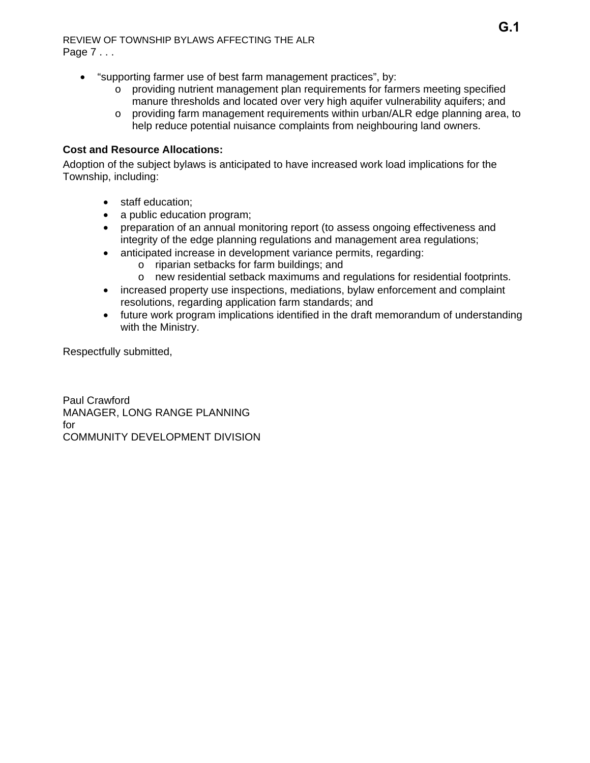- "supporting farmer use of best farm management practices", by:
  - providing nutrient management plan requirements for farmers meeting specified manure thresholds and located over very high aquifer vulnerability aquifers; and
  - providing farm management requirements within urban/ALR edge planning area, to help reduce potential nuisance complaints from neighbouring land owners.

**Cost and Resource Allocations:**

Adoption of the subject bylaws is anticipated to have increased work load implications for the Township, including:

- staff education;
- a public education program;
- preparation of an annual monitoring report (to assess ongoing effectiveness and integrity of the edge planning regulations and management area regulations;
- anticipated increase in development variance permits, regarding:
  - riparian setbacks for farm buildings; and
  - new residential setback maximums and regulations for residential footprints.
- increased property use inspections, mediations, bylaw enforcement and complaint resolutions, regarding application farm standards; and
- future work program implications identified in the draft memorandum of understanding with the Ministry.

Respectfully submitted,

Paul Crawford
MANAGER, LONG RANGE PLANNING
for
COMMUNITY DEVELOPMENT DIVISION